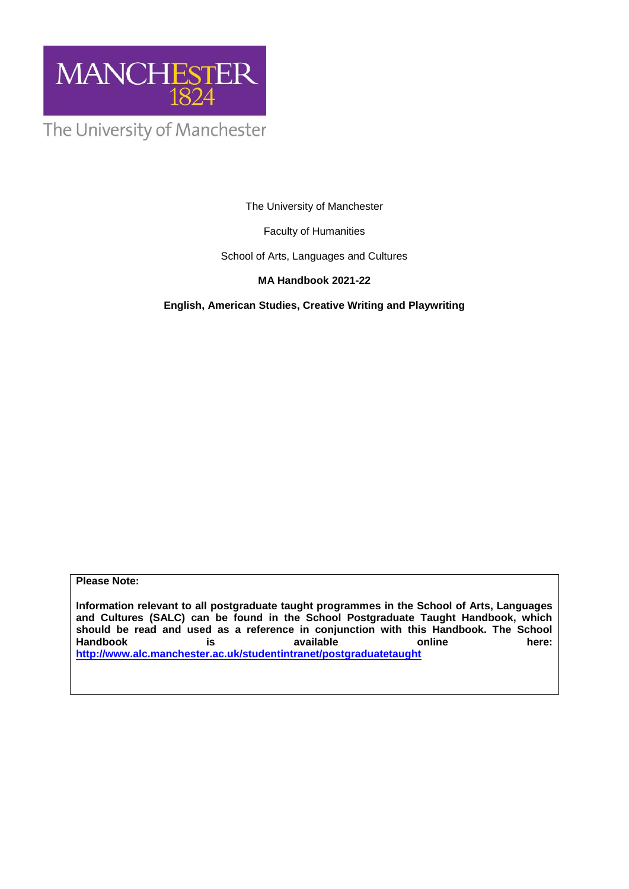MANCHESTER
1824

The University of Manchester

The University of Manchester

Faculty of Humanities

School of Arts, Languages and Cultures

**MA Handbook 2021-22**

**English, American Studies, Creative Writing and Playwriting**

**Please Note:**

**Information relevant to all postgraduate taught programmes in the School of Arts, Languages and Cultures (SALC) can be found in the School Postgraduate Taught Handbook, which should be read and used as a reference in conjunction with this Handbook. The School Handbook is available online here: [http://www.alc.manchester.ac.uk/studentintranet/postgraduatetaught](http://www.alc.manchester.ac.uk/studentintranet/postgraduatetaught)**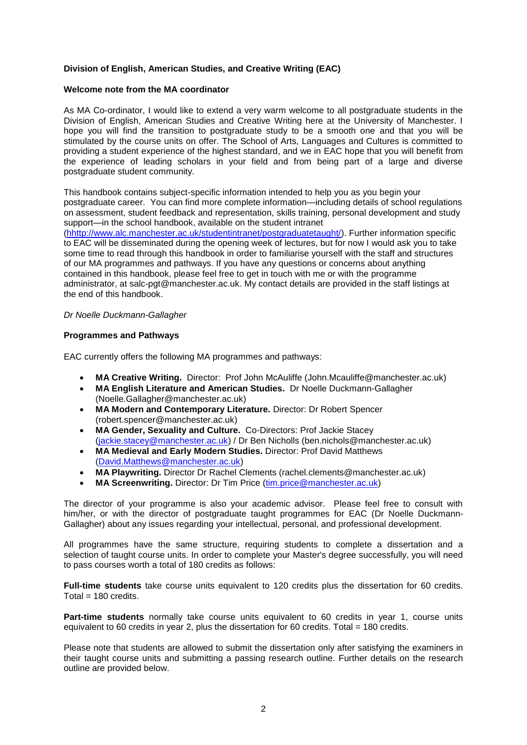**Division of English, American Studies, and Creative Writing (EAC)**

**Welcome note from the MA coordinator**

As MA Co-ordinator, I would like to extend a very warm welcome to all postgraduate students in the Division of English, American Studies and Creative Writing here at the University of Manchester. I hope you will find the transition to postgraduate study to be a smooth one and that you will be stimulated by the course units on offer. The School of Arts, Languages and Cultures is committed to providing a student experience of the highest standard, and we in EAC hope that you will benefit from the experience of leading scholars in your field and from being part of a large and diverse postgraduate student community.

This handbook contains subject-specific information intended to help you as you begin your postgraduate career. You can find more complete information—including details of school regulations on assessment, student feedback and representation, skills training, personal development and study support—in the school handbook, available on the student intranet (hhttp://www.alc.manchester.ac.uk/studentintranet/postgraduatetaught/). Further information specific to EAC will be disseminated during the opening week of lectures, but for now I would ask you to take some time to read through this handbook in order to familiarise yourself with the staff and structures of our MA programmes and pathways. If you have any questions or concerns about anything contained in this handbook, please feel free to get in touch with me or with the programme administrator, at salc-pgt@manchester.ac.uk. My contact details are provided in the staff listings at the end of this handbook.

*Dr Noelle Duckmann-Gallagher*

**Programmes and Pathways**

EAC currently offers the following MA programmes and pathways:

- **MA Creative Writing.** Director: Prof John McAuliffe (John.Mcauliffe@manchester.ac.uk)
- **MA English Literature and American Studies.** Dr Noelle Duckmann-Gallagher (Noelle.Gallagher@manchester.ac.uk)
- **MA Modern and Contemporary Literature.** Director: Dr Robert Spencer (robert.spencer@manchester.ac.uk)
- **MA Gender, Sexuality and Culture.** Co-Directors: Prof Jackie Stacey (jackie.stacey@manchester.ac.uk) / Dr Ben Nicholls (ben.nichols@manchester.ac.uk)
- **MA Medieval and Early Modern Studies.** Director: Prof David Matthews (David.Matthews@manchester.ac.uk)
- **MA Playwriting.** Director Dr Rachel Clements (rachel.clements@manchester.ac.uk)
- **MA Screenwriting.** Director: Dr Tim Price (tim.price@manchester.ac.uk)

The director of your programme is also your academic advisor. Please feel free to consult with him/her, or with the director of postgraduate taught programmes for EAC (Dr Noelle Duckmann-Gallagher) about any issues regarding your intellectual, personal, and professional development.

All programmes have the same structure, requiring students to complete a dissertation and a selection of taught course units. In order to complete your Master's degree successfully, you will need to pass courses worth a total of 180 credits as follows:

**Full-time students** take course units equivalent to 120 credits plus the dissertation for 60 credits. Total = 180 credits.

**Part-time students** normally take course units equivalent to 60 credits in year 1, course units equivalent to 60 credits in year 2, plus the dissertation for 60 credits. Total = 180 credits.

Please note that students are allowed to submit the dissertation only after satisfying the examiners in their taught course units and submitting a passing research outline. Further details on the research outline are provided below.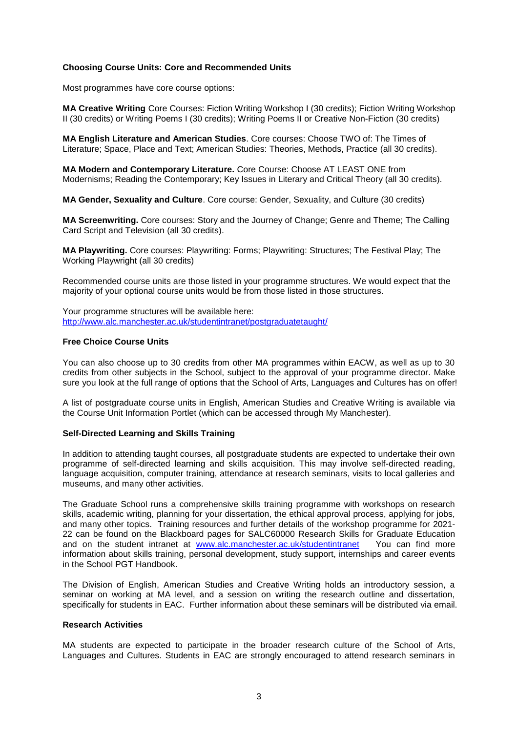**Choosing Course Units: Core and Recommended Units**

Most programmes have core course options:

**MA Creative Writing** Core Courses: Fiction Writing Workshop I (30 credits); Fiction Writing Workshop II (30 credits) or Writing Poems I (30 credits); Writing Poems II or Creative Non-Fiction (30 credits)

**MA English Literature and American Studies**. Core courses: Choose TWO of: The Times of Literature; Space, Place and Text; American Studies: Theories, Methods, Practice (all 30 credits).

**MA Modern and Contemporary Literature.** Core Course: Choose AT LEAST ONE from Modernisms; Reading the Contemporary; Key Issues in Literary and Critical Theory (all 30 credits).

**MA Gender, Sexuality and Culture**. Core course: Gender, Sexuality, and Culture (30 credits)

**MA Screenwriting.** Core courses: Story and the Journey of Change; Genre and Theme; The Calling Card Script and Television (all 30 credits).

**MA Playwriting.** Core courses: Playwriting: Forms; Playwriting: Structures; The Festival Play; The Working Playwright (all 30 credits)

Recommended course units are those listed in your programme structures. We would expect that the majority of your optional course units would be from those listed in those structures.

Your programme structures will be available here: http://www.alc.manchester.ac.uk/studentintranet/postgraduatetaught/

**Free Choice Course Units**

You can also choose up to 30 credits from other MA programmes within EACW, as well as up to 30 credits from other subjects in the School, subject to the approval of your programme director. Make sure you look at the full range of options that the School of Arts, Languages and Cultures has on offer!

A list of postgraduate course units in English, American Studies and Creative Writing is available via the Course Unit Information Portlet (which can be accessed through My Manchester).

**Self-Directed Learning and Skills Training**

In addition to attending taught courses, all postgraduate students are expected to undertake their own programme of self-directed learning and skills acquisition. This may involve self-directed reading, language acquisition, computer training, attendance at research seminars, visits to local galleries and museums, and many other activities.

The Graduate School runs a comprehensive skills training programme with workshops on research skills, academic writing, planning for your dissertation, the ethical approval process, applying for jobs, and many other topics. Training resources and further details of the workshop programme for 2021-22 can be found on the Blackboard pages for SALC60000 Research Skills for Graduate Education and on the student intranet at www.alc.manchester.ac.uk/studentintranet You can find more information about skills training, personal development, study support, internships and career events in the School PGT Handbook.

The Division of English, American Studies and Creative Writing holds an introductory session, a seminar on working at MA level, and a session on writing the research outline and dissertation, specifically for students in EAC. Further information about these seminars will be distributed via email.

**Research Activities**

MA students are expected to participate in the broader research culture of the School of Arts, Languages and Cultures. Students in EAC are strongly encouraged to attend research seminars in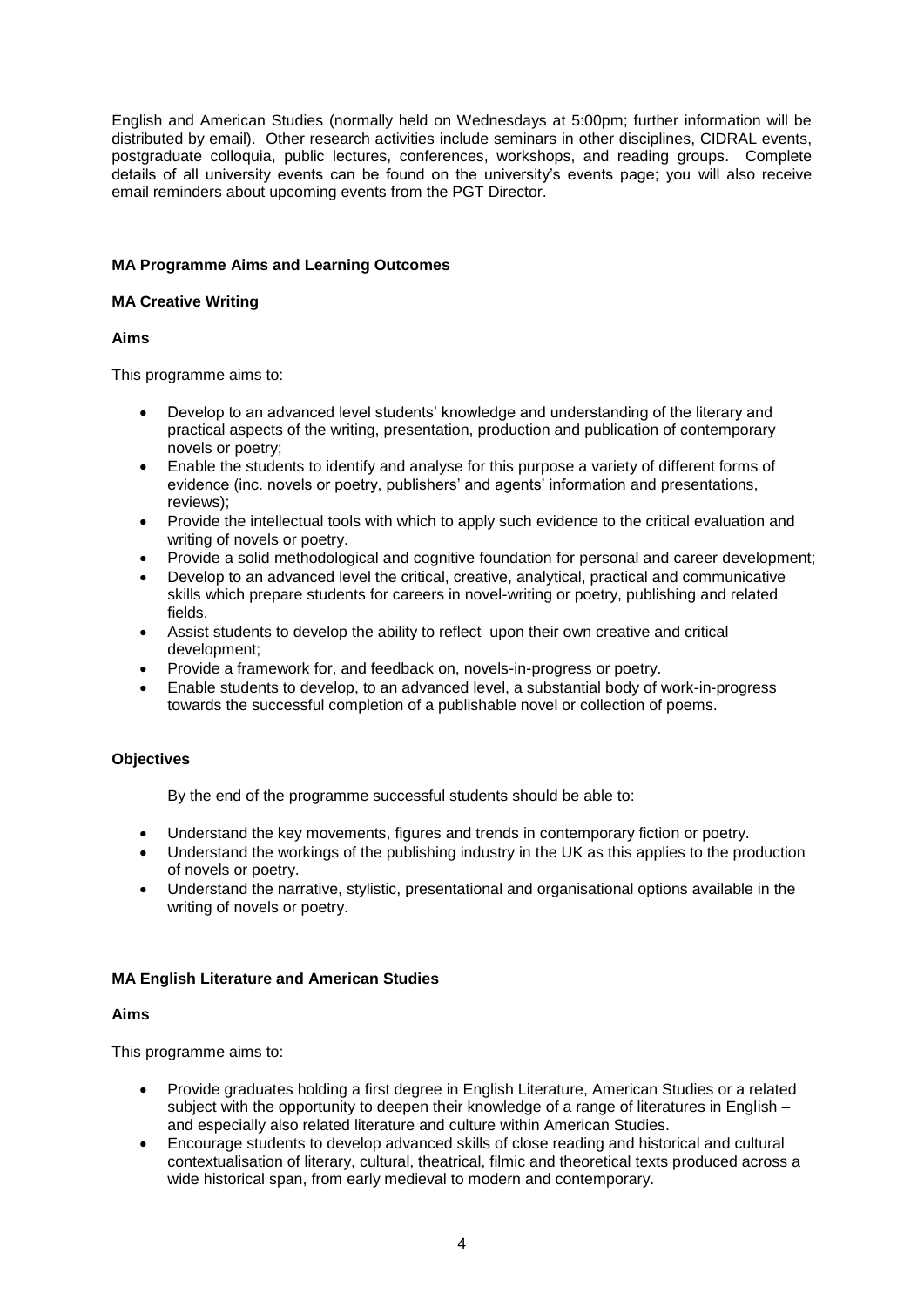English and American Studies (normally held on Wednesdays at 5:00pm; further information will be distributed by email). Other research activities include seminars in other disciplines, CIDRAL events, postgraduate colloquia, public lectures, conferences, workshops, and reading groups. Complete details of all university events can be found on the university's events page; you will also receive email reminders about upcoming events from the PGT Director.

## MA Programme Aims and Learning Outcomes

### MA Creative Writing

#### Aims

This programme aims to:

- Develop to an advanced level students' knowledge and understanding of the literary and practical aspects of the writing, presentation, production and publication of contemporary novels or poetry;
- Enable the students to identify and analyse for this purpose a variety of different forms of evidence (inc. novels or poetry, publishers' and agents' information and presentations, reviews);
- Provide the intellectual tools with which to apply such evidence to the critical evaluation and writing of novels or poetry.
- Provide a solid methodological and cognitive foundation for personal and career development;
- Develop to an advanced level the critical, creative, analytical, practical and communicative skills which prepare students for careers in novel-writing or poetry, publishing and related fields.
- Assist students to develop the ability to reflect upon their own creative and critical development;
- Provide a framework for, and feedback on, novels-in-progress or poetry.
- Enable students to develop, to an advanced level, a substantial body of work-in-progress towards the successful completion of a publishable novel or collection of poems.

#### Objectives

By the end of the programme successful students should be able to:

- Understand the key movements, figures and trends in contemporary fiction or poetry.
- Understand the workings of the publishing industry in the UK as this applies to the production of novels or poetry.
- Understand the narrative, stylistic, presentational and organisational options available in the writing of novels or poetry.

### MA English Literature and American Studies

#### Aims

This programme aims to:

- Provide graduates holding a first degree in English Literature, American Studies or a related subject with the opportunity to deepen their knowledge of a range of literatures in English – and especially also related literature and culture within American Studies.
- Encourage students to develop advanced skills of close reading and historical and cultural contextualisation of literary, cultural, theatrical, filmic and theoretical texts produced across a wide historical span, from early medieval to modern and contemporary.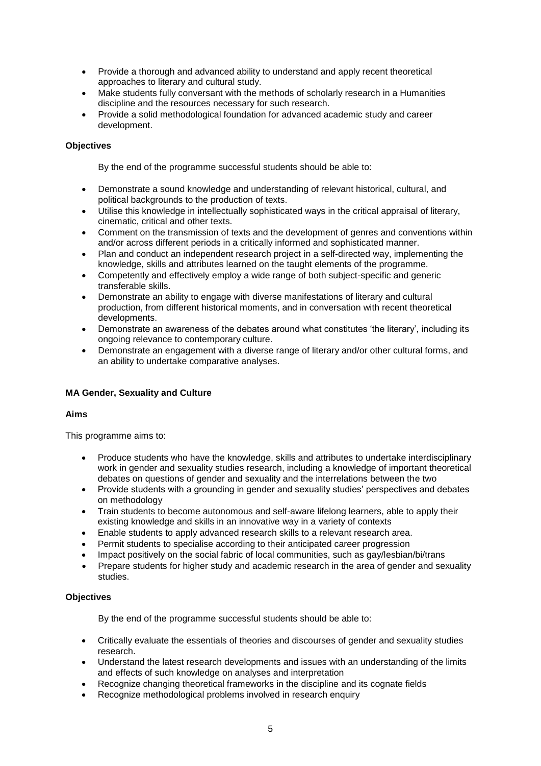- Provide a thorough and advanced ability to understand and apply recent theoretical approaches to literary and cultural study.
- Make students fully conversant with the methods of scholarly research in a Humanities discipline and the resources necessary for such research.
- Provide a solid methodological foundation for advanced academic study and career development.

**Objectives**

By the end of the programme successful students should be able to:

- Demonstrate a sound knowledge and understanding of relevant historical, cultural, and political backgrounds to the production of texts.
- Utilise this knowledge in intellectually sophisticated ways in the critical appraisal of literary, cinematic, critical and other texts.
- Comment on the transmission of texts and the development of genres and conventions within and/or across different periods in a critically informed and sophisticated manner.
- Plan and conduct an independent research project in a self-directed way, implementing the knowledge, skills and attributes learned on the taught elements of the programme.
- Competently and effectively employ a wide range of both subject-specific and generic transferable skills.
- Demonstrate an ability to engage with diverse manifestations of literary and cultural production, from different historical moments, and in conversation with recent theoretical developments.
- Demonstrate an awareness of the debates around what constitutes 'the literary', including its ongoing relevance to contemporary culture.
- Demonstrate an engagement with a diverse range of literary and/or other cultural forms, and an ability to undertake comparative analyses.

**MA Gender, Sexuality and Culture**

**Aims**

This programme aims to:

- Produce students who have the knowledge, skills and attributes to undertake interdisciplinary work in gender and sexuality studies research, including a knowledge of important theoretical debates on questions of gender and sexuality and the interrelations between the two
- Provide students with a grounding in gender and sexuality studies' perspectives and debates on methodology
- Train students to become autonomous and self-aware lifelong learners, able to apply their existing knowledge and skills in an innovative way in a variety of contexts
- Enable students to apply advanced research skills to a relevant research area.
- Permit students to specialise according to their anticipated career progression
- Impact positively on the social fabric of local communities, such as gay/lesbian/bi/trans
- Prepare students for higher study and academic research in the area of gender and sexuality studies.

**Objectives**

By the end of the programme successful students should be able to:

- Critically evaluate the essentials of theories and discourses of gender and sexuality studies research.
- Understand the latest research developments and issues with an understanding of the limits and effects of such knowledge on analyses and interpretation
- Recognize changing theoretical frameworks in the discipline and its cognate fields
- Recognize methodological problems involved in research enquiry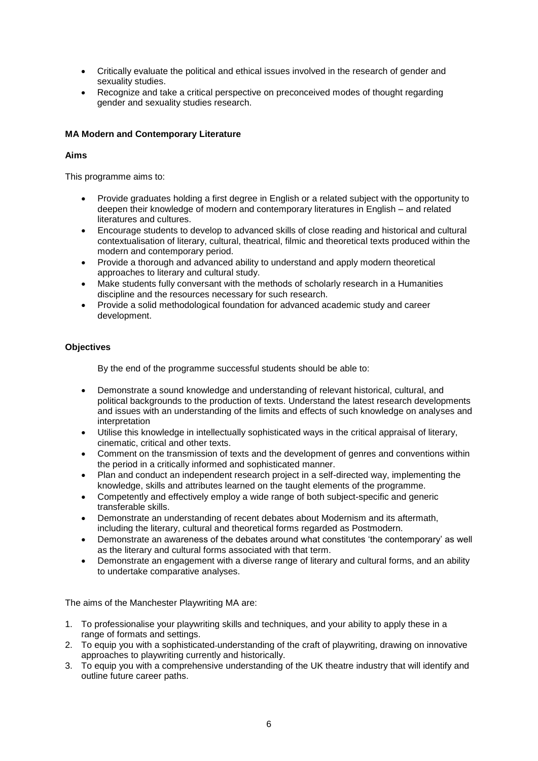- Critically evaluate the political and ethical issues involved in the research of gender and sexuality studies.
- Recognize and take a critical perspective on preconceived modes of thought regarding gender and sexuality studies research.

**MA Modern and Contemporary Literature**

**Aims**

This programme aims to:

- Provide graduates holding a first degree in English or a related subject with the opportunity to deepen their knowledge of modern and contemporary literatures in English – and related literatures and cultures.
- Encourage students to develop to advanced skills of close reading and historical and cultural contextualisation of literary, cultural, theatrical, filmic and theoretical texts produced within the modern and contemporary period.
- Provide a thorough and advanced ability to understand and apply modern theoretical approaches to literary and cultural study.
- Make students fully conversant with the methods of scholarly research in a Humanities discipline and the resources necessary for such research.
- Provide a solid methodological foundation for advanced academic study and career development.

**Objectives**

By the end of the programme successful students should be able to:

- Demonstrate a sound knowledge and understanding of relevant historical, cultural, and political backgrounds to the production of texts. Understand the latest research developments and issues with an understanding of the limits and effects of such knowledge on analyses and interpretation
- Utilise this knowledge in intellectually sophisticated ways in the critical appraisal of literary, cinematic, critical and other texts.
- Comment on the transmission of texts and the development of genres and conventions within the period in a critically informed and sophisticated manner.
- Plan and conduct an independent research project in a self-directed way, implementing the knowledge, skills and attributes learned on the taught elements of the programme.
- Competently and effectively employ a wide range of both subject-specific and generic transferable skills.
- Demonstrate an understanding of recent debates about Modernism and its aftermath, including the literary, cultural and theoretical forms regarded as Postmodern.
- Demonstrate an awareness of the debates around what constitutes 'the contemporary' as well as the literary and cultural forms associated with that term.
- Demonstrate an engagement with a diverse range of literary and cultural forms, and an ability to undertake comparative analyses.

The aims of the Manchester Playwriting MA are:

1. To professionalise your playwriting skills and techniques, and your ability to apply these in a range of formats and settings.
2. To equip you with a sophisticated understanding of the craft of playwriting, drawing on innovative approaches to playwriting currently and historically.
3. To equip you with a comprehensive understanding of the UK theatre industry that will identify and outline future career paths.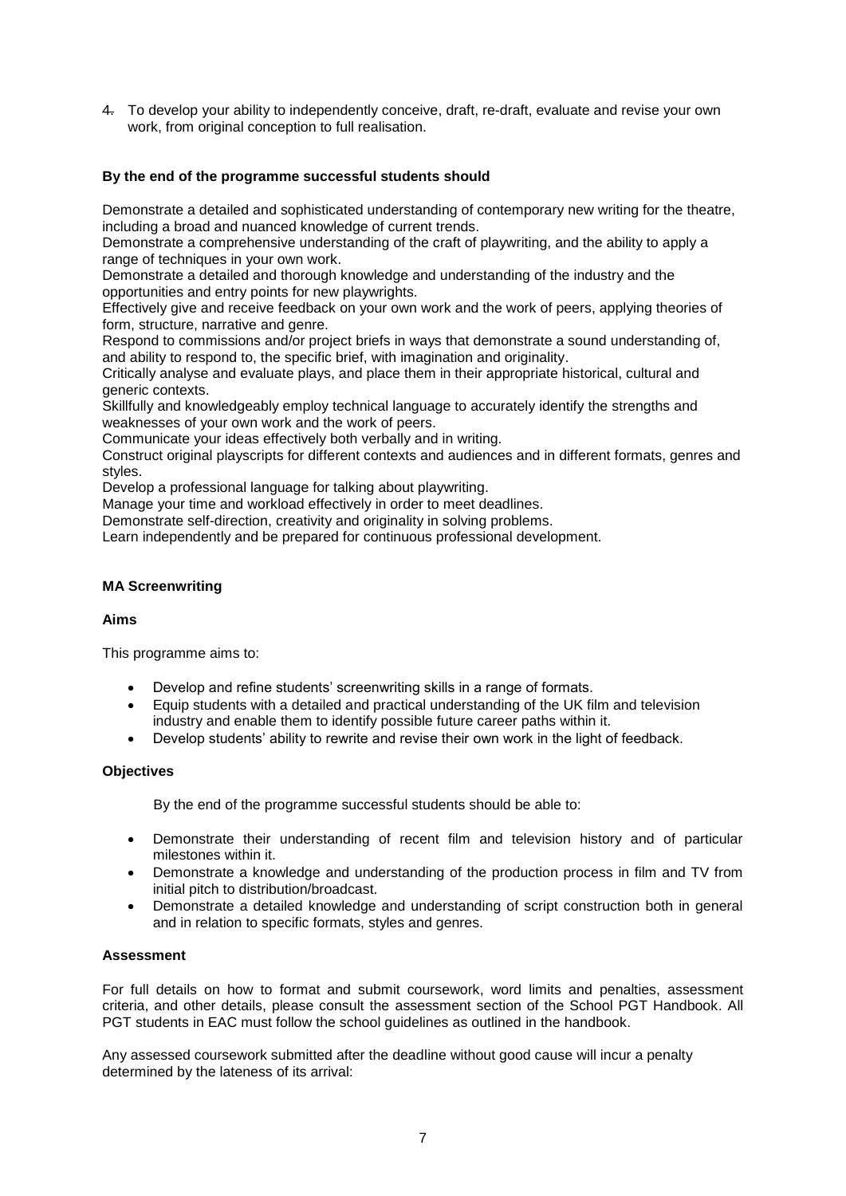4. To develop your ability to independently conceive, draft, re-draft, evaluate and revise your own work, from original conception to full realisation.

**By the end of the programme successful students should**

Demonstrate a detailed and sophisticated understanding of contemporary new writing for the theatre, including a broad and nuanced knowledge of current trends.

Demonstrate a comprehensive understanding of the craft of playwriting, and the ability to apply a range of techniques in your own work.

Demonstrate a detailed and thorough knowledge and understanding of the industry and the opportunities and entry points for new playwrights.

Effectively give and receive feedback on your own work and the work of peers, applying theories of form, structure, narrative and genre.

Respond to commissions and/or project briefs in ways that demonstrate a sound understanding of, and ability to respond to, the specific brief, with imagination and originality.

Critically analyse and evaluate plays, and place them in their appropriate historical, cultural and generic contexts.

Skillfully and knowledgeably employ technical language to accurately identify the strengths and weaknesses of your own work and the work of peers.

Communicate your ideas effectively both verbally and in writing.

Construct original playscripts for different contexts and audiences and in different formats, genres and styles.

Develop a professional language for talking about playwriting.

Manage your time and workload effectively in order to meet deadlines.

Demonstrate self-direction, creativity and originality in solving problems.

Learn independently and be prepared for continuous professional development.

## MA Screenwriting

### Aims

This programme aims to:

- Develop and refine students' screenwriting skills in a range of formats.
- Equip students with a detailed and practical understanding of the UK film and television industry and enable them to identify possible future career paths within it.
- Develop students' ability to rewrite and revise their own work in the light of feedback.

### Objectives

By the end of the programme successful students should be able to:

- Demonstrate their understanding of recent film and television history and of particular milestones within it.
- Demonstrate a knowledge and understanding of the production process in film and TV from initial pitch to distribution/broadcast.
- Demonstrate a detailed knowledge and understanding of script construction both in general and in relation to specific formats, styles and genres.

### Assessment

For full details on how to format and submit coursework, word limits and penalties, assessment criteria, and other details, please consult the assessment section of the School PGT Handbook. All PGT students in EAC must follow the school guidelines as outlined in the handbook.

Any assessed coursework submitted after the deadline without good cause will incur a penalty determined by the lateness of its arrival: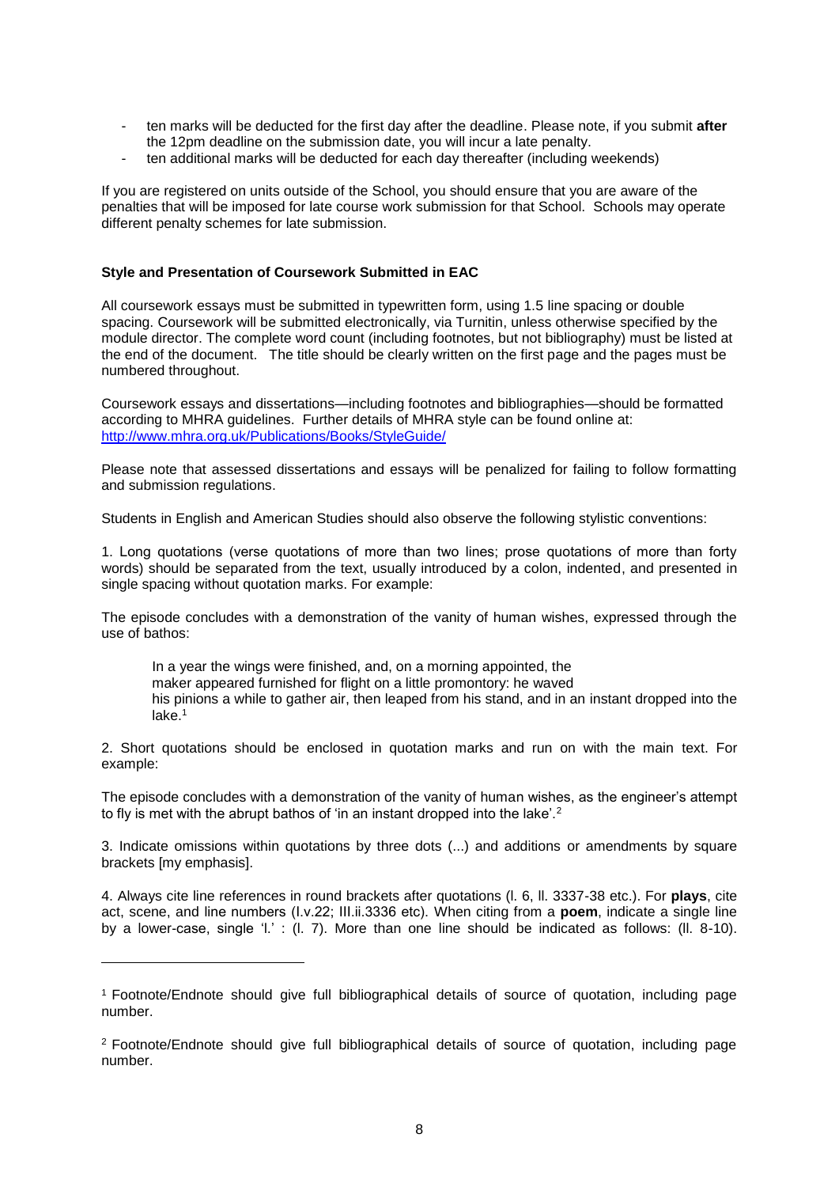- ten marks will be deducted for the first day after the deadline. Please note, if you submit **after** the 12pm deadline on the submission date, you will incur a late penalty.
- ten additional marks will be deducted for each day thereafter (including weekends)

If you are registered on units outside of the School, you should ensure that you are aware of the penalties that will be imposed for late course work submission for that School. Schools may operate different penalty schemes for late submission.

**Style and Presentation of Coursework Submitted in EAC**

All coursework essays must be submitted in typewritten form, using 1.5 line spacing or double spacing. Coursework will be submitted electronically, via Turnitin, unless otherwise specified by the module director. The complete word count (including footnotes, but not bibliography) must be listed at the end of the document. The title should be clearly written on the first page and the pages must be numbered throughout.

Coursework essays and dissertations—including footnotes and bibliographies—should be formatted according to MHRA guidelines. Further details of MHRA style can be found online at: http://www.mhra.org.uk/Publications/Books/StyleGuide/

Please note that assessed dissertations and essays will be penalized for failing to follow formatting and submission regulations.

Students in English and American Studies should also observe the following stylistic conventions:

1. Long quotations (verse quotations of more than two lines; prose quotations of more than forty words) should be separated from the text, usually introduced by a colon, indented, and presented in single spacing without quotation marks. For example:

The episode concludes with a demonstration of the vanity of human wishes, expressed through the use of bathos:

> In a year the wings were finished, and, on a morning appointed, the
> maker appeared furnished for flight on a little promontory: he waved
> his pinions a while to gather air, then leaped from his stand, and in an instant dropped into the lake.[1]

2. Short quotations should be enclosed in quotation marks and run on with the main text. For example:

The episode concludes with a demonstration of the vanity of human wishes, as the engineer's attempt to fly is met with the abrupt bathos of 'in an instant dropped into the lake'.[2]

3. Indicate omissions within quotations by three dots (...) and additions or amendments by square brackets [my emphasis].

4. Always cite line references in round brackets after quotations (l. 6, ll. 3337-38 etc.). For **plays**, cite act, scene, and line numbers (I.v.22; III.ii.3336 etc). When citing from a **poem**, indicate a single line by a lower-case, single 'l.' : (l. 7). More than one line should be indicated as follows: (ll. 8-10).

---

[1] Footnote/Endnote should give full bibliographical details of source of quotation, including page number.

[2] Footnote/Endnote should give full bibliographical details of source of quotation, including page number.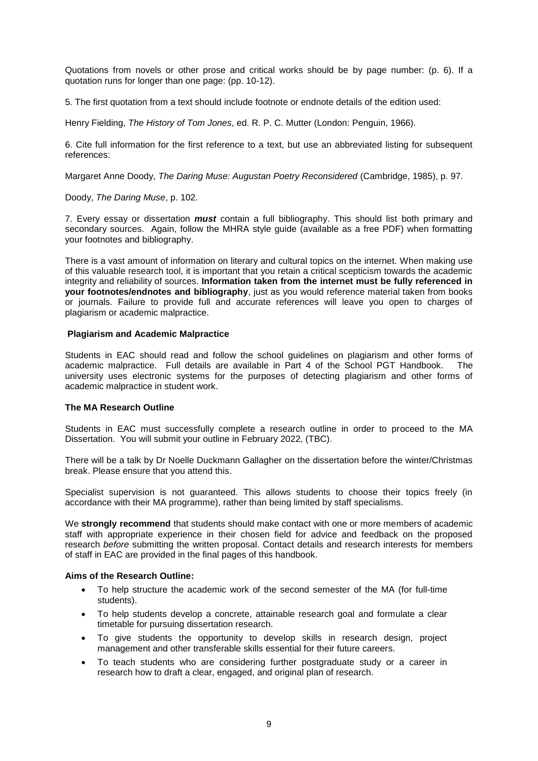Quotations from novels or other prose and critical works should be by page number: (p. 6). If a quotation runs for longer than one page: (pp. 10-12).

5. The first quotation from a text should include footnote or endnote details of the edition used:

Henry Fielding, *The History of Tom Jones*, ed. R. P. C. Mutter (London: Penguin, 1966).

6. Cite full information for the first reference to a text, but use an abbreviated listing for subsequent references:

Margaret Anne Doody, *The Daring Muse: Augustan Poetry Reconsidered* (Cambridge, 1985), p. 97.

Doody, *The Daring Muse*, p. 102.

7. Every essay or dissertation ***must*** contain a full bibliography. This should list both primary and secondary sources. Again, follow the MHRA style guide (available as a free PDF) when formatting your footnotes and bibliography.

There is a vast amount of information on literary and cultural topics on the internet. When making use of this valuable research tool, it is important that you retain a critical scepticism towards the academic integrity and reliability of sources. **Information taken from the internet must be fully referenced in your footnotes/endnotes and bibliography**, just as you would reference material taken from books or journals. Failure to provide full and accurate references will leave you open to charges of plagiarism or academic malpractice.

### Plagiarism and Academic Malpractice

Students in EAC should read and follow the school guidelines on plagiarism and other forms of academic malpractice. Full details are available in Part 4 of the School PGT Handbook. The university uses electronic systems for the purposes of detecting plagiarism and other forms of academic malpractice in student work.

### The MA Research Outline

Students in EAC must successfully complete a research outline in order to proceed to the MA Dissertation. You will submit your outline in February 2022, (TBC).

There will be a talk by Dr Noelle Duckmann Gallagher on the dissertation before the winter/Christmas break. Please ensure that you attend this.

Specialist supervision is not guaranteed. This allows students to choose their topics freely (in accordance with their MA programme), rather than being limited by staff specialisms.

We **strongly recommend** that students should make contact with one or more members of academic staff with appropriate experience in their chosen field for advice and feedback on the proposed research *before* submitting the written proposal. Contact details and research interests for members of staff in EAC are provided in the final pages of this handbook.

### Aims of the Research Outline:

- To help structure the academic work of the second semester of the MA (for full-time students).
- To help students develop a concrete, attainable research goal and formulate a clear timetable for pursuing dissertation research.
- To give students the opportunity to develop skills in research design, project management and other transferable skills essential for their future careers.
- To teach students who are considering further postgraduate study or a career in research how to draft a clear, engaged, and original plan of research.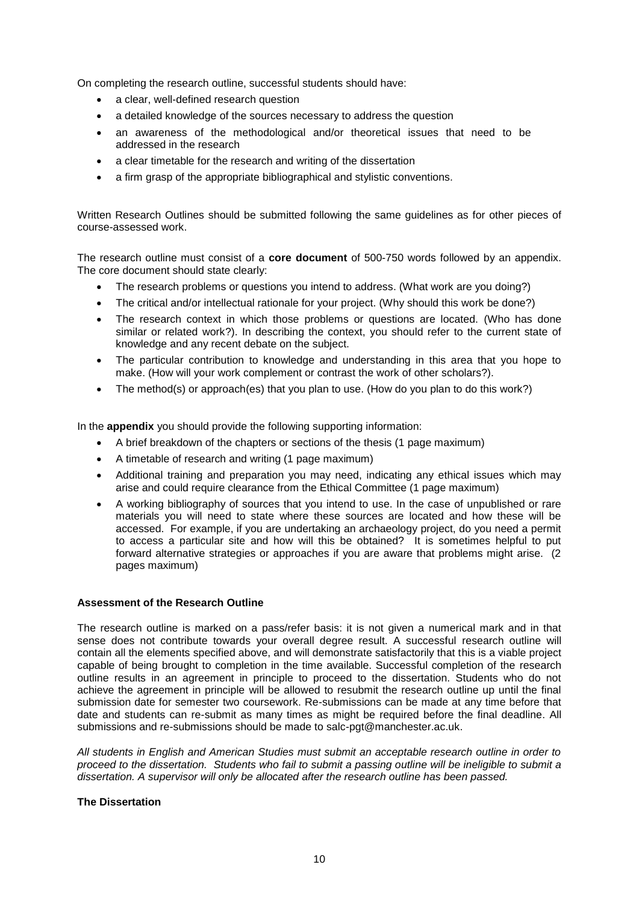On completing the research outline, successful students should have:

- a clear, well-defined research question
- a detailed knowledge of the sources necessary to address the question
- an awareness of the methodological and/or theoretical issues that need to be addressed in the research
- a clear timetable for the research and writing of the dissertation
- a firm grasp of the appropriate bibliographical and stylistic conventions.

Written Research Outlines should be submitted following the same guidelines as for other pieces of course-assessed work.

The research outline must consist of a **core document** of 500-750 words followed by an appendix. The core document should state clearly:

- The research problems or questions you intend to address. (What work are you doing?)
- The critical and/or intellectual rationale for your project. (Why should this work be done?)
- The research context in which those problems or questions are located. (Who has done similar or related work?). In describing the context, you should refer to the current state of knowledge and any recent debate on the subject.
- The particular contribution to knowledge and understanding in this area that you hope to make. (How will your work complement or contrast the work of other scholars?).
- The method(s) or approach(es) that you plan to use. (How do you plan to do this work?)

In the **appendix** you should provide the following supporting information:

- A brief breakdown of the chapters or sections of the thesis (1 page maximum)
- A timetable of research and writing (1 page maximum)
- Additional training and preparation you may need, indicating any ethical issues which may arise and could require clearance from the Ethical Committee (1 page maximum)
- A working bibliography of sources that you intend to use. In the case of unpublished or rare materials you will need to state where these sources are located and how these will be accessed. For example, if you are undertaking an archaeology project, do you need a permit to access a particular site and how will this be obtained? It is sometimes helpful to put forward alternative strategies or approaches if you are aware that problems might arise. (2 pages maximum)

**Assessment of the Research Outline**

The research outline is marked on a pass/refer basis: it is not given a numerical mark and in that sense does not contribute towards your overall degree result. A successful research outline will contain all the elements specified above, and will demonstrate satisfactorily that this is a viable project capable of being brought to completion in the time available. Successful completion of the research outline results in an agreement in principle to proceed to the dissertation. Students who do not achieve the agreement in principle will be allowed to resubmit the research outline up until the final submission date for semester two coursework. Re-submissions can be made at any time before that date and students can re-submit as many times as might be required before the final deadline. All submissions and re-submissions should be made to salc-pgt@manchester.ac.uk.

*All students in English and American Studies must submit an acceptable research outline in order to proceed to the dissertation. Students who fail to submit a passing outline will be ineligible to submit a dissertation. A supervisor will only be allocated after the research outline has been passed.*

**The Dissertation**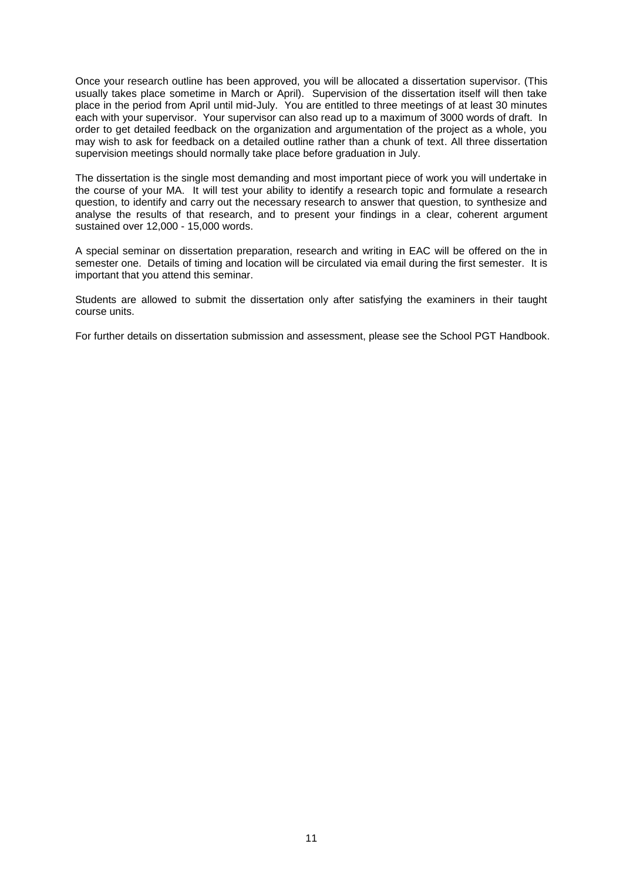Once your research outline has been approved, you will be allocated a dissertation supervisor. (This usually takes place sometime in March or April). Supervision of the dissertation itself will then take place in the period from April until mid-July. You are entitled to three meetings of at least 30 minutes each with your supervisor. Your supervisor can also read up to a maximum of 3000 words of draft. In order to get detailed feedback on the organization and argumentation of the project as a whole, you may wish to ask for feedback on a detailed outline rather than a chunk of text. All three dissertation supervision meetings should normally take place before graduation in July.

The dissertation is the single most demanding and most important piece of work you will undertake in the course of your MA. It will test your ability to identify a research topic and formulate a research question, to identify and carry out the necessary research to answer that question, to synthesize and analyse the results of that research, and to present your findings in a clear, coherent argument sustained over 12,000 - 15,000 words.

A special seminar on dissertation preparation, research and writing in EAC will be offered on the in semester one. Details of timing and location will be circulated via email during the first semester. It is important that you attend this seminar.

Students are allowed to submit the dissertation only after satisfying the examiners in their taught course units.

For further details on dissertation submission and assessment, please see the School PGT Handbook.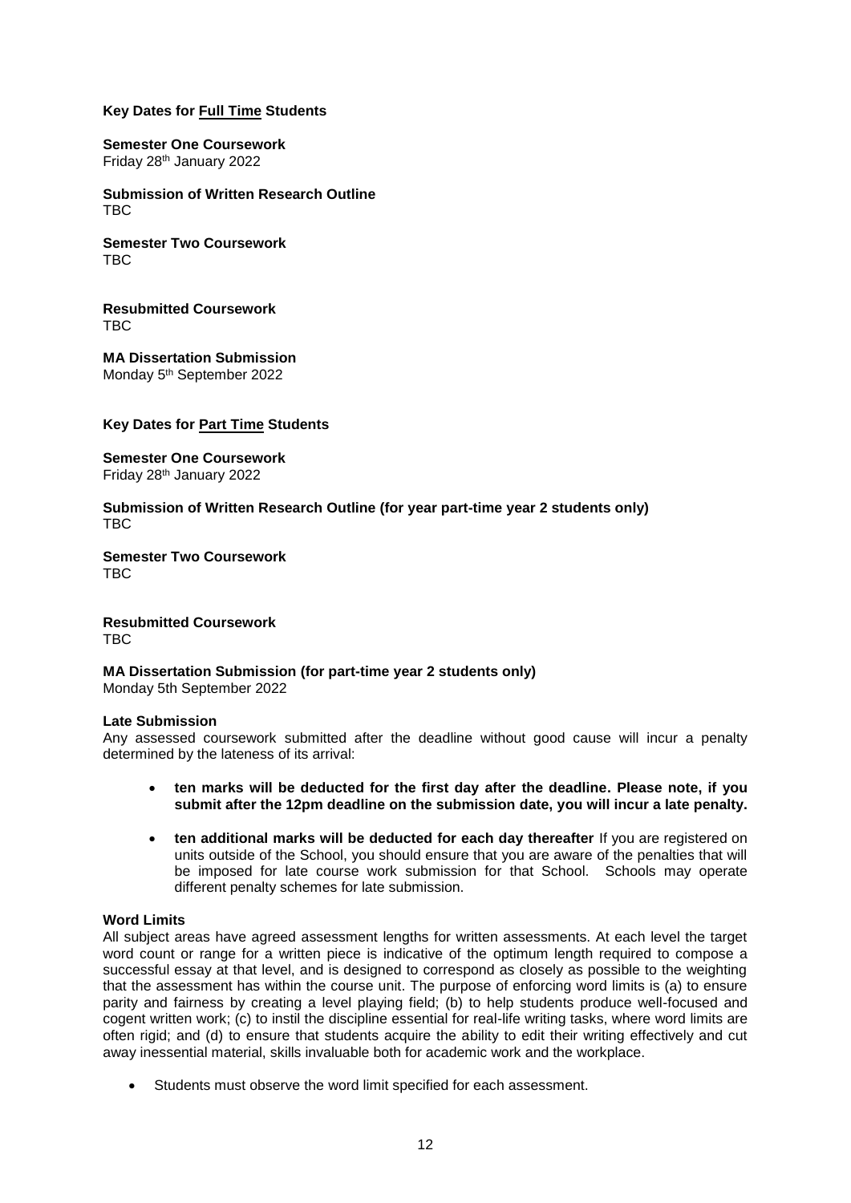**Key Dates for Full Time Students**

**Semester One Coursework**
Friday 28th January 2022

**Submission of Written Research Outline**
TBC

**Semester Two Coursework**
TBC

**Resubmitted Coursework**
TBC

**MA Dissertation Submission**
Monday 5th September 2022

**Key Dates for Part Time Students**

**Semester One Coursework**
Friday 28th January 2022

**Submission of Written Research Outline (for year part-time year 2 students only)**
TBC

**Semester Two Coursework**
TBC

**Resubmitted Coursework**
TBC

**MA Dissertation Submission (for part-time year 2 students only)**
Monday 5th September 2022

**Late Submission**

Any assessed coursework submitted after the deadline without good cause will incur a penalty determined by the lateness of its arrival:

- **ten marks will be deducted for the first day after the deadline. Please note, if you submit after the 12pm deadline on the submission date, you will incur a late penalty.**
- **ten additional marks will be deducted for each day thereafter** If you are registered on units outside of the School, you should ensure that you are aware of the penalties that will be imposed for late course work submission for that School. Schools may operate different penalty schemes for late submission.

**Word Limits**

All subject areas have agreed assessment lengths for written assessments. At each level the target word count or range for a written piece is indicative of the optimum length required to compose a successful essay at that level, and is designed to correspond as closely as possible to the weighting that the assessment has within the course unit. The purpose of enforcing word limits is (a) to ensure parity and fairness by creating a level playing field; (b) to help students produce well-focused and cogent written work; (c) to instil the discipline essential for real-life writing tasks, where word limits are often rigid; and (d) to ensure that students acquire the ability to edit their writing effectively and cut away inessential material, skills invaluable both for academic work and the workplace.

- Students must observe the word limit specified for each assessment.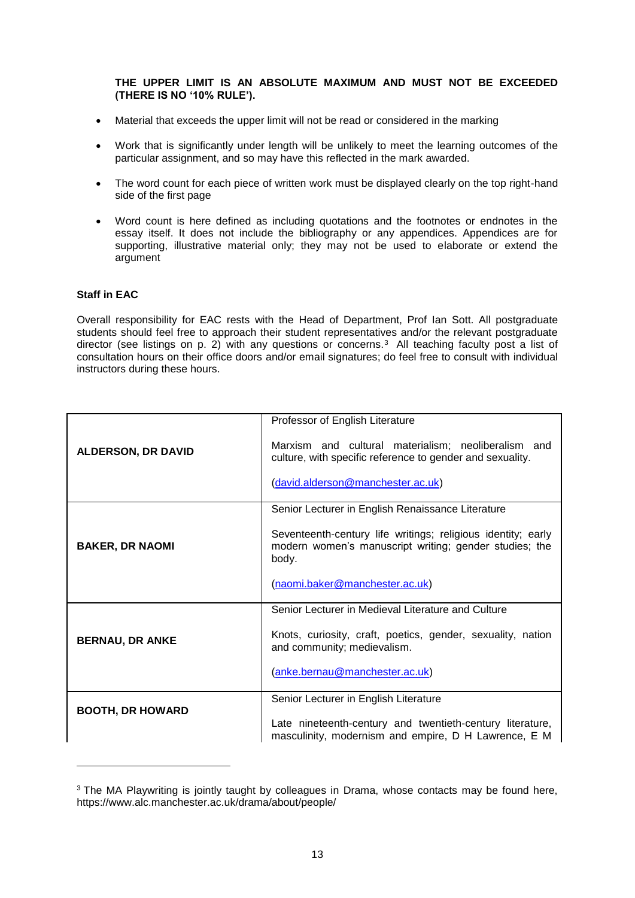**THE UPPER LIMIT IS AN ABSOLUTE MAXIMUM AND MUST NOT BE EXCEEDED (THERE IS NO '10% RULE').**

- Material that exceeds the upper limit will not be read or considered in the marking
- Work that is significantly under length will be unlikely to meet the learning outcomes of the particular assignment, and so may have this reflected in the mark awarded.
- The word count for each piece of written work must be displayed clearly on the top right-hand side of the first page
- Word count is here defined as including quotations and the footnotes or endnotes in the essay itself. It does not include the bibliography or any appendices. Appendices are for supporting, illustrative material only; they may not be used to elaborate or extend the argument

**Staff in EAC**

Overall responsibility for EAC rests with the Head of Department, Prof Ian Sott. All postgraduate students should feel free to approach their student representatives and/or the relevant postgraduate director (see listings on p. 2) with any questions or concerns.[3] All teaching faculty post a list of consultation hours on their office doors and/or email signatures; do feel free to consult with individual instructors during these hours.

| | |
|---|---|
| **ALDERSON, DR DAVID** | Professor of English Literature<br><br>Marxism and cultural materialism; neoliberalism and culture, with specific reference to gender and sexuality.<br><br>(david.alderson@manchester.ac.uk) |
| **BAKER, DR NAOMI** | Senior Lecturer in English Renaissance Literature<br><br>Seventeenth-century life writings; religious identity; early modern women's manuscript writing; gender studies; the body.<br><br>(naomi.baker@manchester.ac.uk) |
| **BERNAU, DR ANKE** | Senior Lecturer in Medieval Literature and Culture<br><br>Knots, curiosity, craft, poetics, gender, sexuality, nation and community; medievalism.<br><br>(anke.bernau@manchester.ac.uk) |
| **BOOTH, DR HOWARD** | Senior Lecturer in English Literature<br><br>Late nineteenth-century and twentieth-century literature, masculinity, modernism and empire, D H Lawrence, E M |

[3] The MA Playwriting is jointly taught by colleagues in Drama, whose contacts may be found here, https://www.alc.manchester.ac.uk/drama/about/people/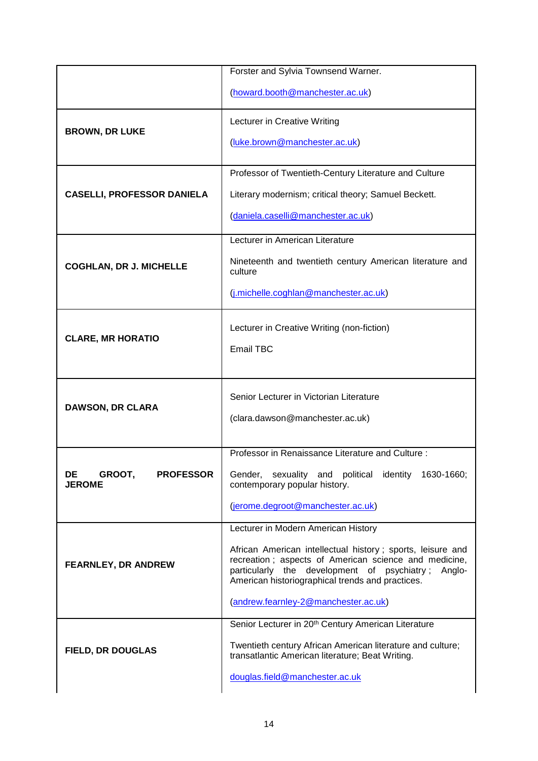| | |
|---|---|
| | Forster and Sylvia Townsend Warner.<br><br>(howard.booth@manchester.ac.uk) |
| **BROWN, DR LUKE** | Lecturer in Creative Writing<br><br>(luke.brown@manchester.ac.uk) |
| **CASELLI, PROFESSOR DANIELA** | Professor of Twentieth-Century Literature and Culture<br><br>Literary modernism; critical theory; Samuel Beckett.<br><br>(daniela.caselli@manchester.ac.uk) |
| **COGHLAN, DR J. MICHELLE** | Lecturer in American Literature<br><br>Nineteenth and twentieth century American literature and culture<br><br>(j.michelle.coghlan@manchester.ac.uk) |
| **CLARE, MR HORATIO** | Lecturer in Creative Writing (non-fiction)<br><br>Email TBC |
| **DAWSON, DR CLARA** | Senior Lecturer in Victorian Literature<br><br>(clara.dawson@manchester.ac.uk) |
| **DE GROOT, PROFESSOR JEROME** | Professor in Renaissance Literature and Culture :<br><br>Gender, sexuality and political identity 1630-1660; contemporary popular history.<br><br>(jerome.degroot@manchester.ac.uk) |
| **FEARNLEY, DR ANDREW** | Lecturer in Modern American History<br><br>African American intellectual history ; sports, leisure and recreation ; aspects of American science and medicine, particularly the development of psychiatry ; Anglo-American historiographical trends and practices.<br><br>(andrew.fearnley-2@manchester.ac.uk) |
| **FIELD, DR DOUGLAS** | Senior Lecturer in 20th Century American Literature<br><br>Twentieth century African American literature and culture; transatlantic American literature; Beat Writing.<br><br>douglas.field@manchester.ac.uk |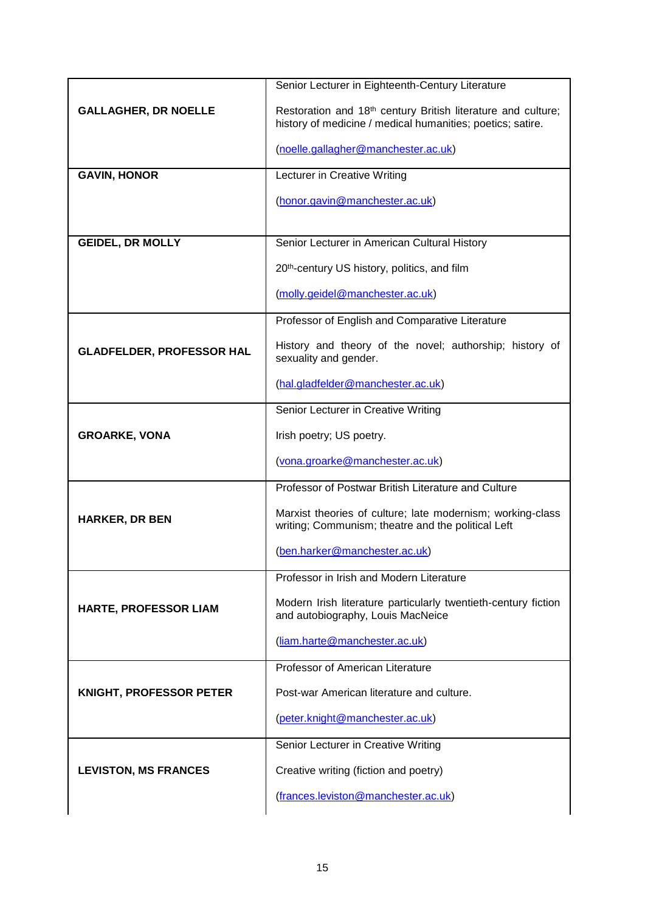| | |
|---|---|
| **GALLAGHER, DR NOELLE** | Senior Lecturer in Eighteenth-Century Literature<br><br>Restoration and 18th century British literature and culture; history of medicine / medical humanities; poetics; satire.<br><br>(noelle.gallagher@manchester.ac.uk) |
| **GAVIN, HONOR** | Lecturer in Creative Writing<br><br>(honor.gavin@manchester.ac.uk) |
| **GEIDEL, DR MOLLY** | Senior Lecturer in American Cultural History<br><br>20th-century US history, politics, and film<br><br>(molly.geidel@manchester.ac.uk) |
| **GLADFELDER, PROFESSOR HAL** | Professor of English and Comparative Literature<br><br>History and theory of the novel; authorship; history of sexuality and gender.<br><br>(hal.gladfelder@manchester.ac.uk) |
| **GROARKE, VONA** | Senior Lecturer in Creative Writing<br><br>Irish poetry; US poetry.<br><br>(vona.groarke@manchester.ac.uk) |
| **HARKER, DR BEN** | Professor of Postwar British Literature and Culture<br><br>Marxist theories of culture; late modernism; working-class writing; Communism; theatre and the political Left<br><br>(ben.harker@manchester.ac.uk) |
| **HARTE, PROFESSOR LIAM** | Professor in Irish and Modern Literature<br><br>Modern Irish literature particularly twentieth-century fiction and autobiography, Louis MacNeice<br><br>(liam.harte@manchester.ac.uk) |
| **KNIGHT, PROFESSOR PETER** | Professor of American Literature<br><br>Post-war American literature and culture.<br><br>(peter.knight@manchester.ac.uk) |
| **LEVISTON, MS FRANCES** | Senior Lecturer in Creative Writing<br><br>Creative writing (fiction and poetry)<br><br>(frances.leviston@manchester.ac.uk) |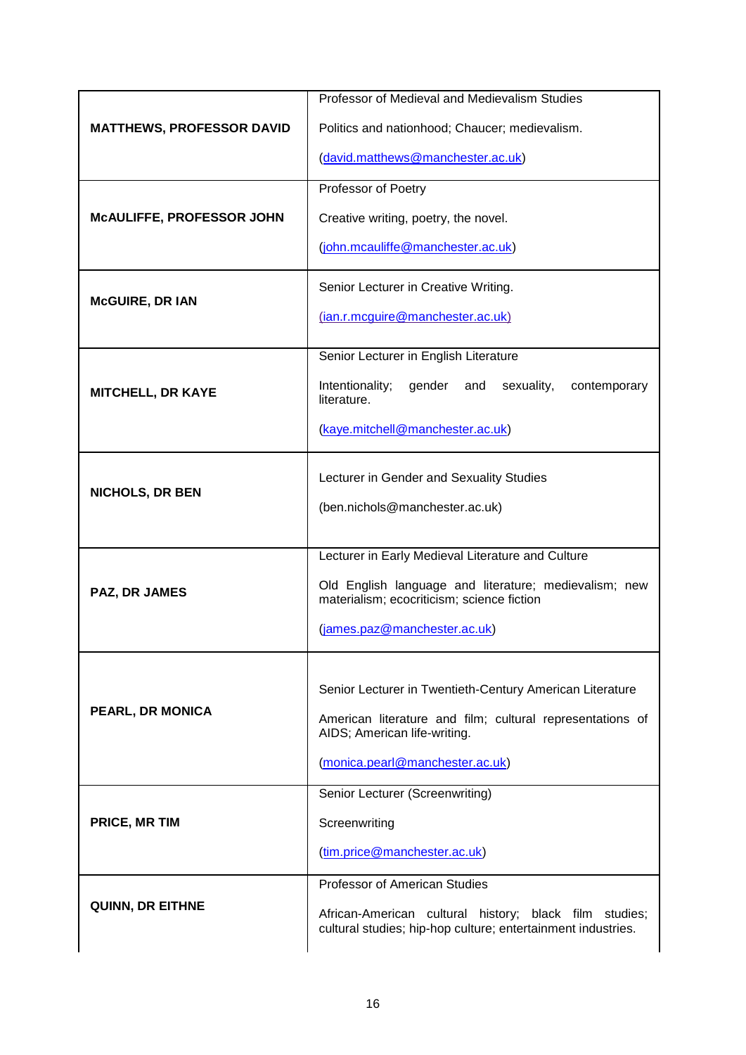| | |
|---|---|
| **MATTHEWS, PROFESSOR DAVID** | Professor of Medieval and Medievalism Studies<br><br>Politics and nationhood; Chaucer; medievalism.<br><br>(david.matthews@manchester.ac.uk) |
| **McAULIFFE, PROFESSOR JOHN** | Professor of Poetry<br><br>Creative writing, poetry, the novel.<br><br>(john.mcauliffe@manchester.ac.uk) |
| **McGUIRE, DR IAN** | Senior Lecturer in Creative Writing.<br><br>(ian.r.mcguire@manchester.ac.uk) |
| **MITCHELL, DR KAYE** | Senior Lecturer in English Literature<br><br>Intentionality; gender and sexuality, contemporary literature.<br><br>(kaye.mitchell@manchester.ac.uk) |
| **NICHOLS, DR BEN** | Lecturer in Gender and Sexuality Studies<br><br>(ben.nichols@manchester.ac.uk) |
| **PAZ, DR JAMES** | Lecturer in Early Medieval Literature and Culture<br><br>Old English language and literature; medievalism; new materialism; ecocriticism; science fiction<br><br>(james.paz@manchester.ac.uk) |
| **PEARL, DR MONICA** | Senior Lecturer in Twentieth-Century American Literature<br><br>American literature and film; cultural representations of AIDS; American life-writing.<br><br>(monica.pearl@manchester.ac.uk) |
| **PRICE, MR TIM** | Senior Lecturer (Screenwriting)<br><br>Screenwriting<br><br>(tim.price@manchester.ac.uk) |
| **QUINN, DR EITHNE** | Professor of American Studies<br><br>African-American cultural history; black film studies; cultural studies; hip-hop culture; entertainment industries. |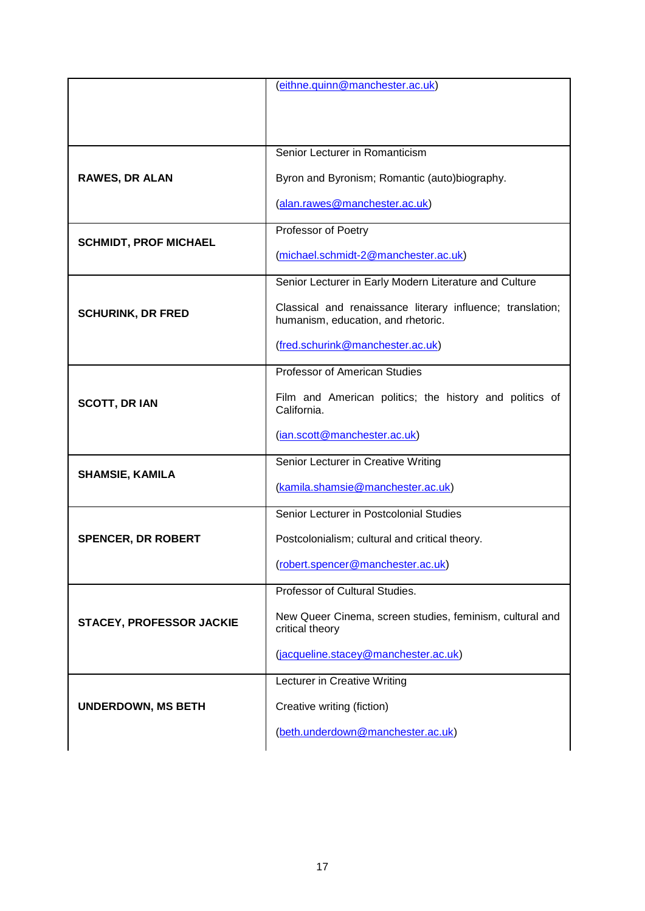| | |
|---|---|
| | (eithne.quinn@manchester.ac.uk) |
| **RAWES, DR ALAN** | Senior Lecturer in Romanticism<br><br>Byron and Byronism; Romantic (auto)biography.<br><br>(alan.rawes@manchester.ac.uk) |
| **SCHMIDT, PROF MICHAEL** | Professor of Poetry<br><br>(michael.schmidt-2@manchester.ac.uk) |
| **SCHURINK, DR FRED** | Senior Lecturer in Early Modern Literature and Culture<br><br>Classical and renaissance literary influence; translation; humanism, education, and rhetoric.<br><br>(fred.schurink@manchester.ac.uk) |
| **SCOTT, DR IAN** | Professor of American Studies<br><br>Film and American politics; the history and politics of California.<br><br>(ian.scott@manchester.ac.uk) |
| **SHAMSIE, KAMILA** | Senior Lecturer in Creative Writing<br><br>(kamila.shamsie@manchester.ac.uk) |
| **SPENCER, DR ROBERT** | Senior Lecturer in Postcolonial Studies<br><br>Postcolonialism; cultural and critical theory.<br><br>(robert.spencer@manchester.ac.uk) |
| **STACEY, PROFESSOR JACKIE** | Professor of Cultural Studies.<br><br>New Queer Cinema, screen studies, feminism, cultural and critical theory<br><br>(jacqueline.stacey@manchester.ac.uk) |
| **UNDERDOWN, MS BETH** | Lecturer in Creative Writing<br><br>Creative writing (fiction)<br><br>(beth.underdown@manchester.ac.uk) |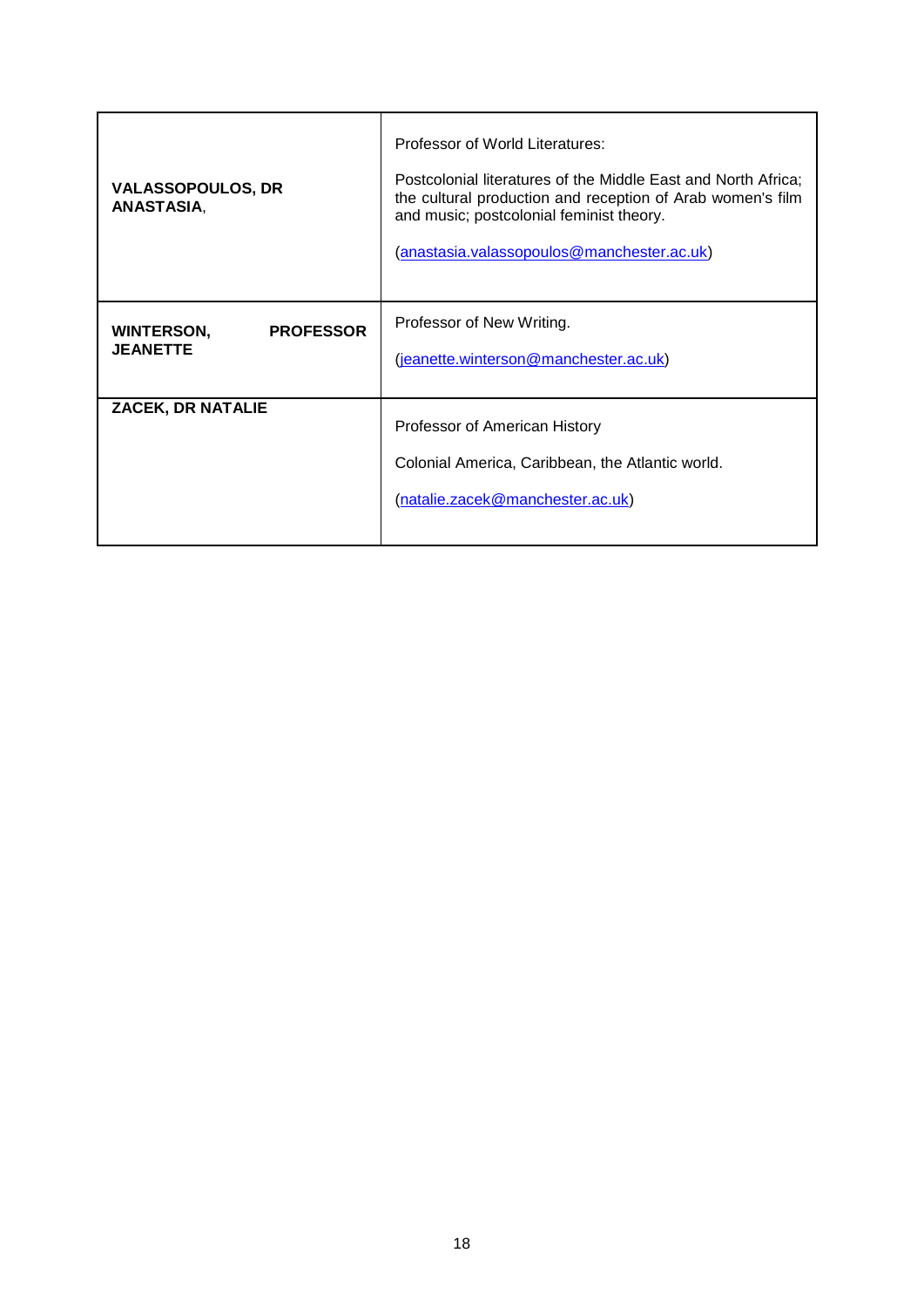| | |
|---|---|
| **VALASSOPOULOS, DR ANASTASIA**, | Professor of World Literatures:<br><br>Postcolonial literatures of the Middle East and North Africa; the cultural production and reception of Arab women's film and music; postcolonial feminist theory.<br><br>(anastasia.valassopoulos@manchester.ac.uk) |
| **WINTERSON, PROFESSOR JEANETTE** | Professor of New Writing.<br><br>(jeanette.winterson@manchester.ac.uk) |
| **ZACEK, DR NATALIE** | Professor of American History<br><br>Colonial America, Caribbean, the Atlantic world.<br><br>(natalie.zacek@manchester.ac.uk) |